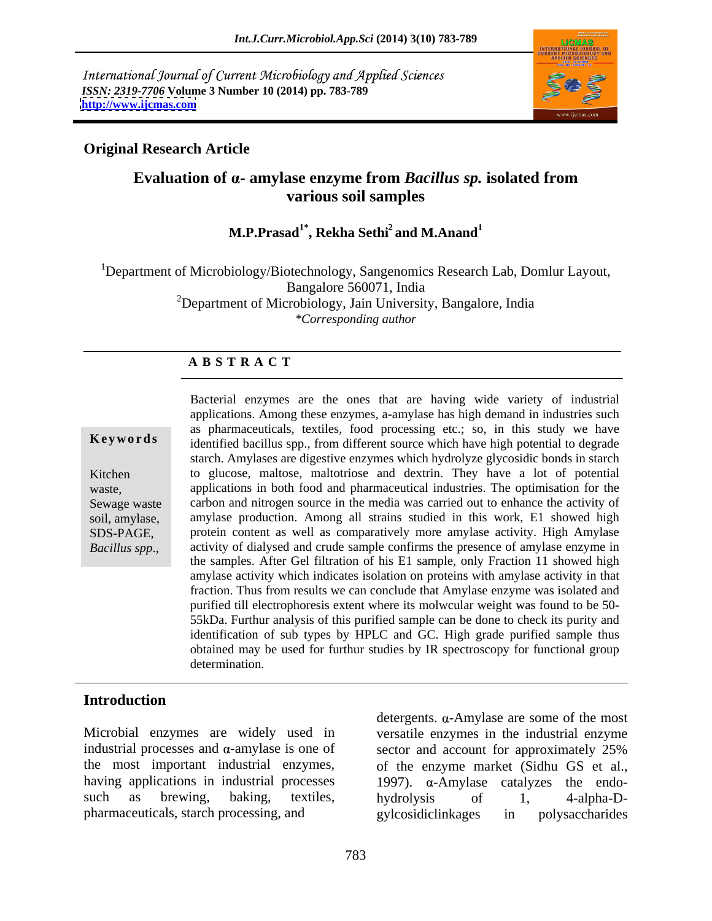International Journal of Current Microbiology and Applied Sciences
*ISSN: 2319-7706* **Volume 3 Number 10 (2014) pp. 783-789**
**http://www.ijcmas.com**

**Original Research Article**

# Evaluation of α- amylase enzyme from *Bacillus sp.* isolated from various soil samples

**M.P.Prasad[1*], Rekha Sethi[2] and M.Anand[1]**

[1]Department of Microbiology/Biotechnology, Sangenomics Research Lab, Domlur Layout, Bangalore 560071, India
[2]Department of Microbiology, Jain University, Bangalore, India
*\*Corresponding author*

## A B S T R A C T

**Keywords**

Kitchen waste, Sewage waste soil, amylase, SDS-PAGE, *Bacillus spp*.,

Bacterial enzymes are the ones that are having wide variety of industrial applications. Among these enzymes, a-amylase has high demand in industries such as pharmaceuticals, textiles, food processing etc.; so, in this study we have identified bacillus spp., from different source which have high potential to degrade starch. Amylases are digestive enzymes which hydrolyze glycosidic bonds in starch to glucose, maltose, maltotriose and dextrin. They have a lot of potential applications in both food and pharmaceutical industries. The optimisation for the carbon and nitrogen source in the media was carried out to enhance the activity of amylase production. Among all strains studied in this work, E1 showed high protein content as well as comparatively more amylase activity. High Amylase activity of dialysed and crude sample confirms the presence of amylase enzyme in the samples. After Gel filtration of his E1 sample, only Fraction 11 showed high amylase activity which indicates isolation on proteins with amylase activity in that fraction. Thus from results we can conclude that Amylase enzyme was isolated and purified till electrophoresis extent where its molwcular weight was found to be 50-55kDa. Furthur analysis of this purified sample can be done to check its purity and identification of sub types by HPLC and GC. High grade purified sample thus obtained may be used for furthur studies by IR spectroscopy for functional group determination.

## Introduction

Microbial enzymes are widely used in industrial processes and α-amylase is one of the most important industrial enzymes, having applications in industrial processes such as brewing, baking, textiles, pharmaceuticals, starch processing, and detergents. α-Amylase are some of the most versatile enzymes in the industrial enzyme sector and account for approximately 25% of the enzyme market (Sidhu GS et al., 1997). α-Amylase catalyzes the endo-hydrolysis of 1, 4-alpha-D-gylcosidiclinkages in polysaccharides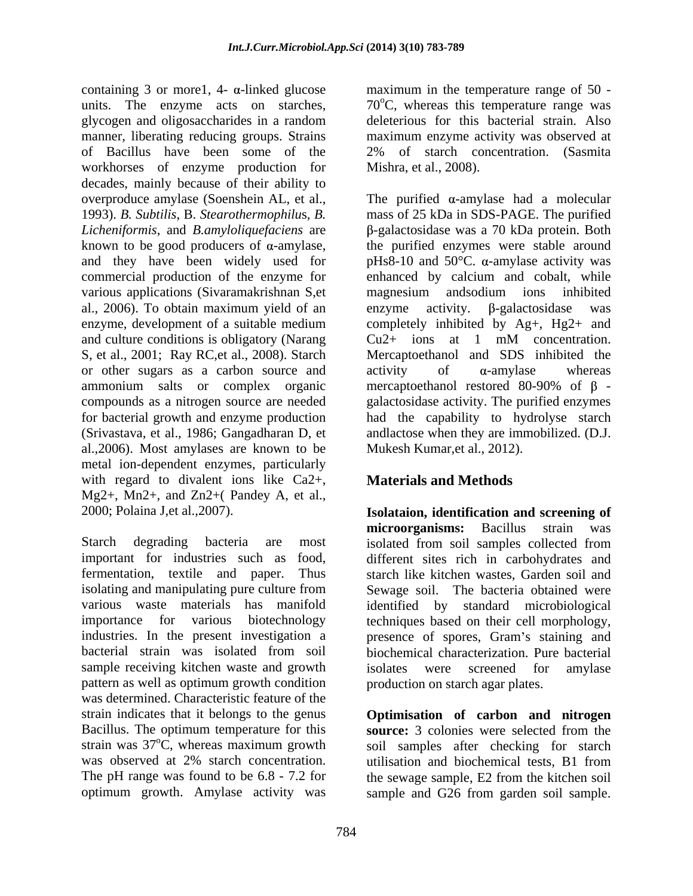containing 3 or more1, 4- α-linked glucose units. The enzyme acts on starches, glycogen and oligosaccharides in a random manner, liberating reducing groups. Strains of Bacillus have been some of the workhorses of enzyme production for decades, mainly because of their ability to overproduce amylase (Soenshein AL, et al., 1993). *B. Subtilis*, B. *Stearothermophilu*s, *B. Licheniformis*, and *B.amyloliquefaciens* are known to be good producers of α-amylase, and they have been widely used for commercial production of the enzyme for various applications (Sivaramakrishnan S,et al., 2006). To obtain maximum yield of an enzyme, development of a suitable medium and culture conditions is obligatory (Narang S, et al., 2001; Ray RC,et al., 2008). Starch or other sugars as a carbon source and ammonium salts or complex organic compounds as a nitrogen source are needed for bacterial growth and enzyme production (Srivastava, et al., 1986; Gangadharan D, et al.,2006). Most amylases are known to be metal ion-dependent enzymes, particularly with regard to divalent ions like Ca2+, Mg2+, Mn2+, and Zn2+( Pandey A, et al., 2000; Polaina J,et al.,2007).

Starch degrading bacteria are most important for industries such as food, fermentation, textile and paper. Thus isolating and manipulating pure culture from various waste materials has manifold importance for various biotechnology industries. In the present investigation a bacterial strain was isolated from soil sample receiving kitchen waste and growth pattern as well as optimum growth condition was determined. Characteristic feature of the strain indicates that it belongs to the genus Bacillus. The optimum temperature for this strain was 37$^{o}$C, whereas maximum growth was observed at 2% starch concentration. The pH range was found to be 6.8 - 7.2 for optimum growth. Amylase activity was maximum in the temperature range of 50 - 70$^{o}$C, whereas this temperature range was deleterious for this bacterial strain. Also maximum enzyme activity was observed at 2% of starch concentration. (Sasmita Mishra, et al., 2008).

The purified α-amylase had a molecular mass of 25 kDa in SDS-PAGE. The purified β-galactosidase was a 70 kDa protein. Both the purified enzymes were stable around pHs8-10 and 50°C. α-amylase activity was enhanced by calcium and cobalt, while magnesium andsodium ions inhibited enzyme activity. β-galactosidase was completely inhibited by Ag+, Hg2+ and Cu2+ ions at 1 mM concentration. Mercaptoethanol and SDS inhibited the activity of α-amylase whereas mercaptoethanol restored 80-90% of β - galactosidase activity. The purified enzymes had the capability to hydrolyse starch andlactose when they are immobilized. (D.J. Mukesh Kumar,et al., 2012).

## Materials and Methods

**Isolataion, identification and screening of microorganisms:** Bacillus strain was isolated from soil samples collected from different sites rich in carbohydrates and starch like kitchen wastes, Garden soil and Sewage soil. The bacteria obtained were identified by standard microbiological techniques based on their cell morphology, presence of spores, Gram's staining and biochemical characterization. Pure bacterial isolates were screened for amylase production on starch agar plates.

**Optimisation of carbon and nitrogen source:** 3 colonies were selected from the soil samples after checking for starch utilisation and biochemical tests, B1 from the sewage sample, E2 from the kitchen soil sample and G26 from garden soil sample.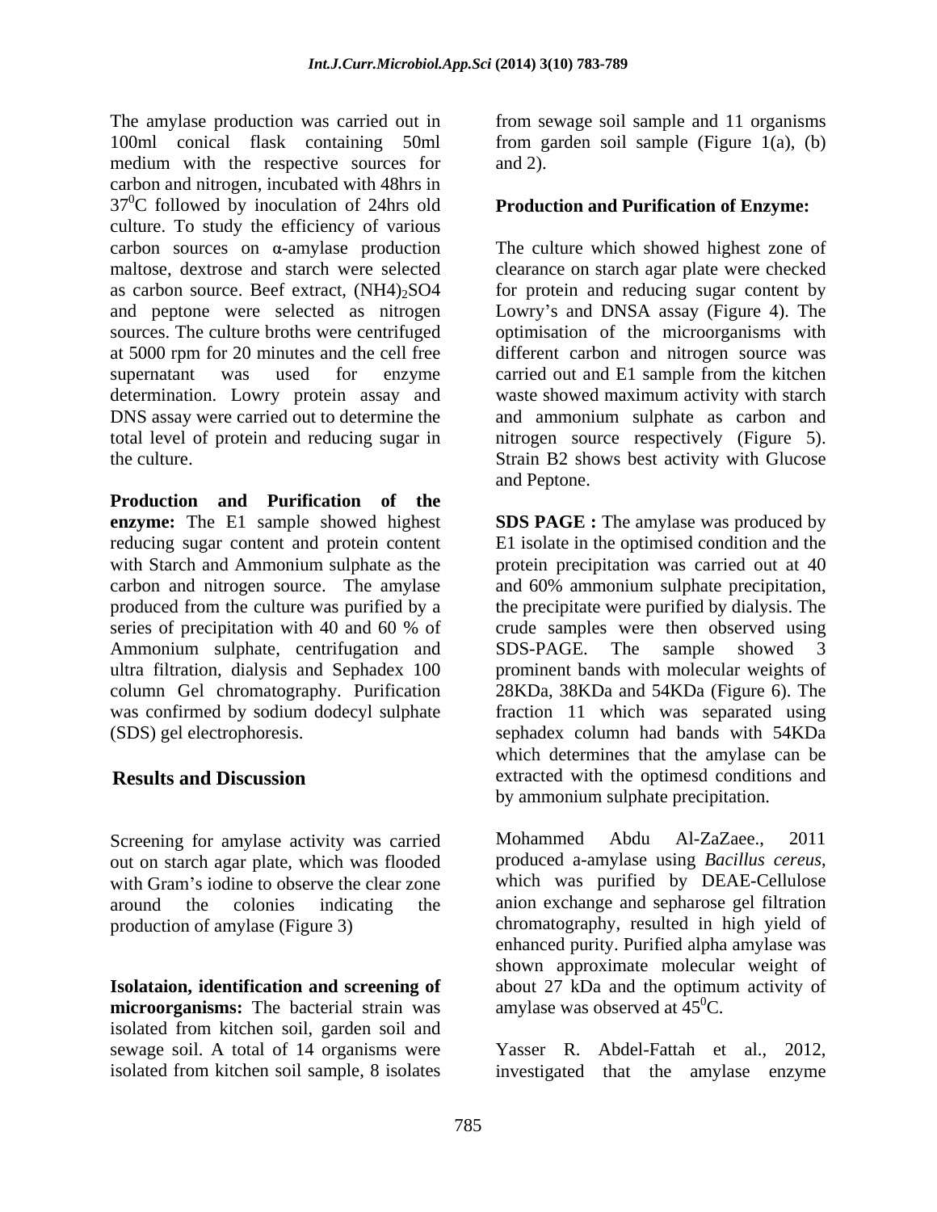The amylase production was carried out in 100ml conical flask containing 50ml medium with the respective sources for carbon and nitrogen, incubated with 48hrs in $37^0$C followed by inoculation of 24hrs old culture. To study the efficiency of various carbon sources on α-amylase production maltose, dextrose and starch were selected as carbon source. Beef extract, $(NH4)_2SO4$ and peptone were selected as nitrogen sources. The culture broths were centrifuged at 5000 rpm for 20 minutes and the cell free supernatant was used for enzyme determination. Lowry protein assay and DNS assay were carried out to determine the total level of protein and reducing sugar in the culture.

**Production and Purification of the enzyme:** The E1 sample showed highest reducing sugar content and protein content with Starch and Ammonium sulphate as the carbon and nitrogen source. The amylase produced from the culture was purified by a series of precipitation with 40 and 60 % of Ammonium sulphate, centrifugation and ultra filtration, dialysis and Sephadex 100 column Gel chromatography. Purification was confirmed by sodium dodecyl sulphate (SDS) gel electrophoresis.

## Results and Discussion

Screening for amylase activity was carried out on starch agar plate, which was flooded with Gram's iodine to observe the clear zone around the colonies indicating the production of amylase (Figure 3)

**Isolataion, identification and screening of microorganisms:** The bacterial strain was isolated from kitchen soil, garden soil and sewage soil. A total of 14 organisms were isolated from kitchen soil sample, 8 isolates from sewage soil sample and 11 organisms from garden soil sample (Figure 1(a), (b) and 2).

**Production and Purification of Enzyme:**

The culture which showed highest zone of clearance on starch agar plate were checked for protein and reducing sugar content by Lowry's and DNSA assay (Figure 4). The optimisation of the microorganisms with different carbon and nitrogen source was carried out and E1 sample from the kitchen waste showed maximum activity with starch and ammonium sulphate as carbon and nitrogen source respectively (Figure 5). Strain B2 shows best activity with Glucose and Peptone.

**SDS PAGE :** The amylase was produced by E1 isolate in the optimised condition and the protein precipitation was carried out at 40 and 60% ammonium sulphate precipitation, the precipitate were purified by dialysis. The crude samples were then observed using SDS-PAGE. The sample showed 3 prominent bands with molecular weights of 28KDa, 38KDa and 54KDa (Figure 6). The fraction 11 which was separated using sephadex column had bands with 54KDa which determines that the amylase can be extracted with the optimesd conditions and by ammonium sulphate precipitation.

Mohammed Abdu Al-ZaZaee., 2011 produced a-amylase using *Bacillus cereus*, which was purified by DEAE-Cellulose anion exchange and sepharose gel filtration chromatography, resulted in high yield of enhanced purity. Purified alpha amylase was shown approximate molecular weight of about 27 kDa and the optimum activity of amylase was observed at $45^0$C.

Yasser R. Abdel-Fattah et al., 2012, investigated that the amylase enzyme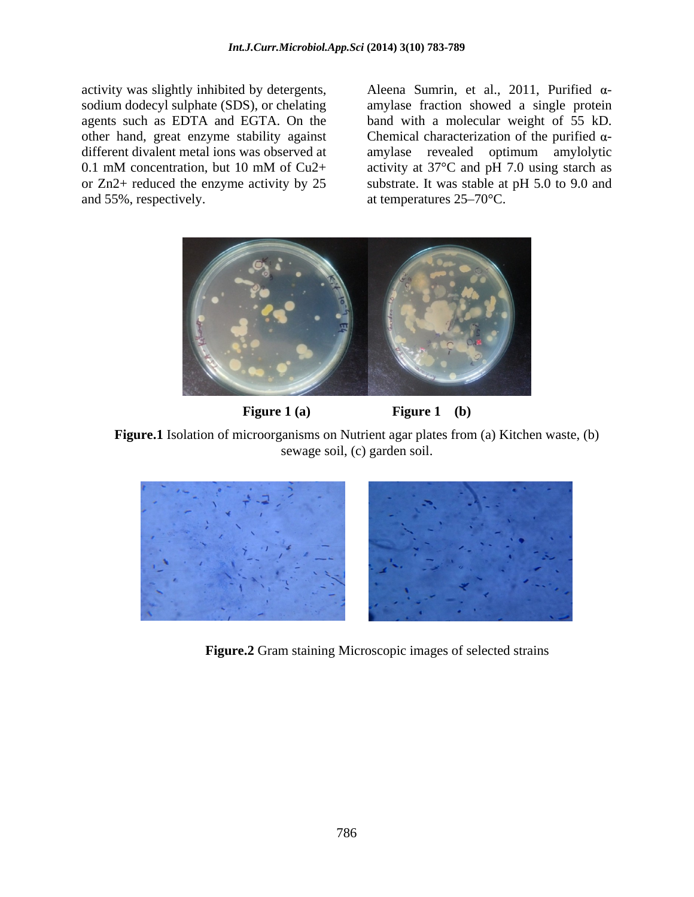activity was slightly inhibited by detergents, sodium dodecyl sulphate (SDS), or chelating agents such as EDTA and EGTA. On the other hand, great enzyme stability against different divalent metal ions was observed at 0.1 mM concentration, but 10 mM of $Cu^{2+}$ or $Zn^{2+}$ reduced the enzyme activity by 25 and 55%, respectively.

Aleena Sumrin, et al., 2011, Purified α-amylase fraction showed a single protein band with a molecular weight of 55 kD. Chemical characterization of the purified α-amylase revealed optimum amylolytic activity at 37°C and pH 7.0 using starch as substrate. It was stable at pH 5.0 to 9.0 and at temperatures 25–70°C.

**Figure 1 (a)** **Figure 1 (b)**

**Figure.1** Isolation of microorganisms on Nutrient agar plates from (a) Kitchen waste, (b) sewage soil, (c) garden soil.

**Figure.2** Gram staining Microscopic images of selected strains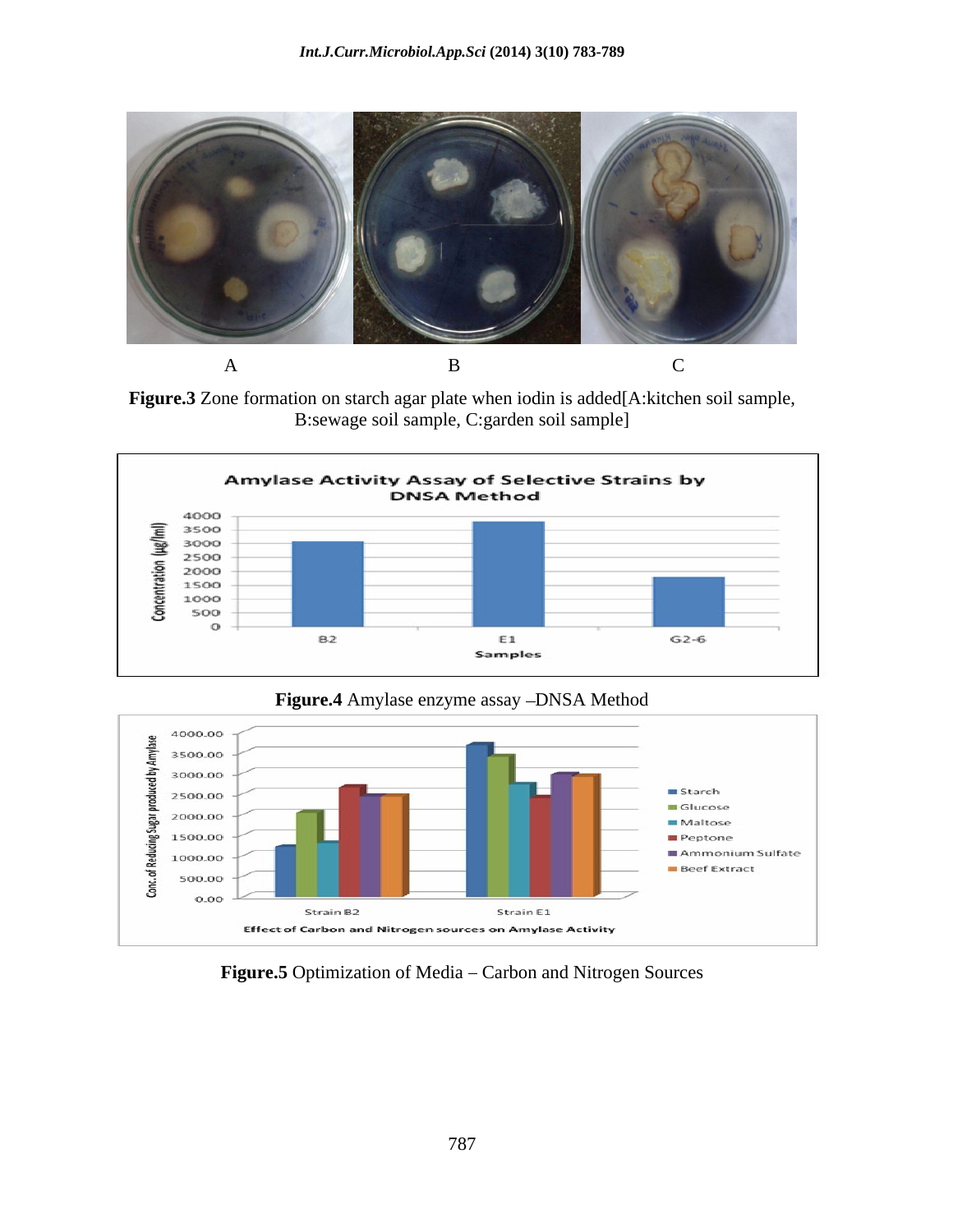A B C

**Figure.3** Zone formation on starch agar plate when iodin is added[A:kitchen soil sample, B:sewage soil sample, C:garden soil sample]

**Figure.4** Amylase enzyme assay –DNSA Method

**Figure.5** Optimization of Media – Carbon and Nitrogen Sources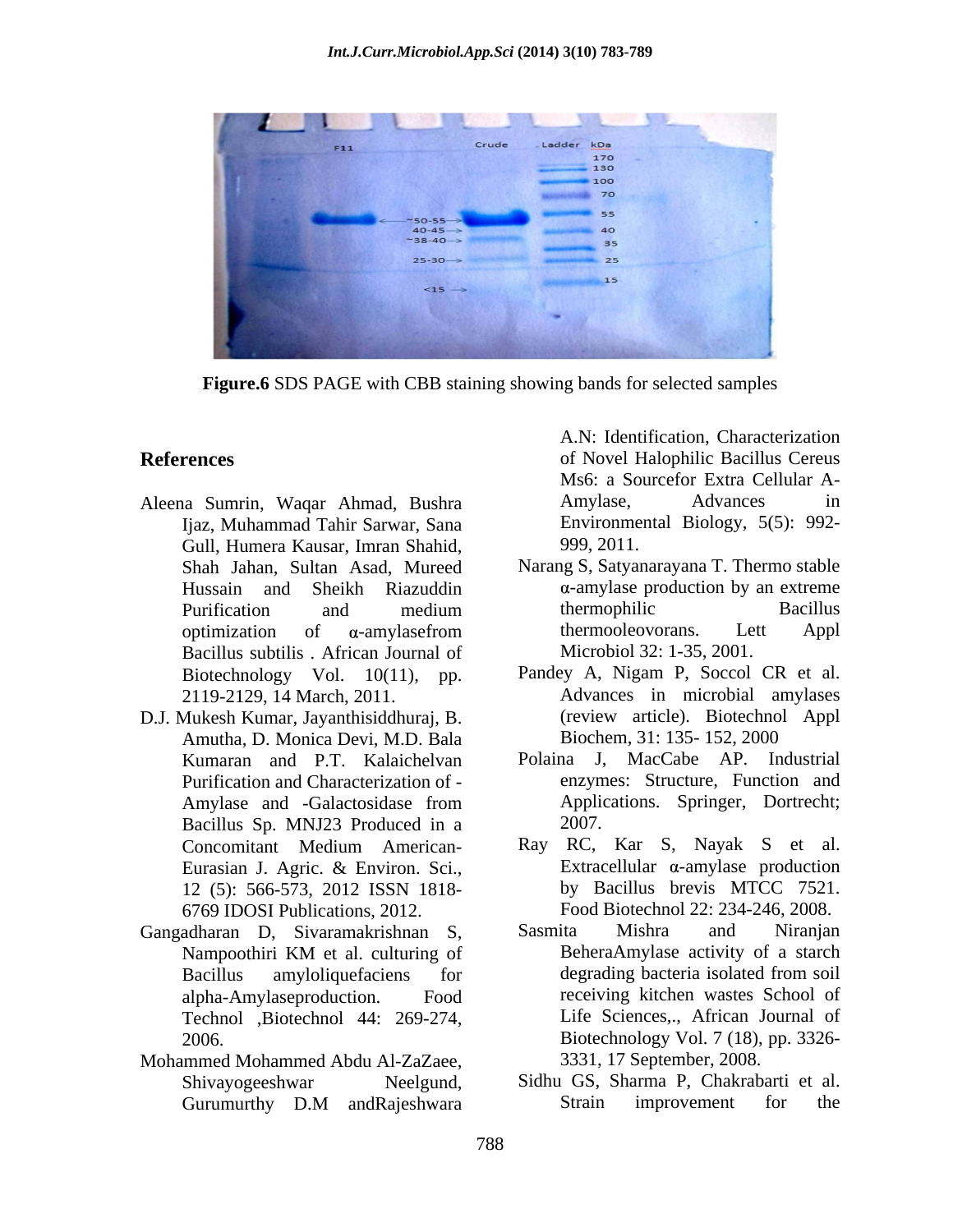Figure.6 SDS PAGE with CBB staining showing bands for selected samples

## References

Aleena Sumrin, Waqar Ahmad, Bushra Ijaz, Muhammad Tahir Sarwar, Sana Gull, Humera Kausar, Imran Shahid, Shah Jahan, Sultan Asad, Mureed Hussain and Sheikh Riazuddin Purification and medium optimization of α-amylasefrom Bacillus subtilis . African Journal of Biotechnology Vol. 10(11), pp. 2119-2129, 14 March, 2011.

D.J. Mukesh Kumar, Jayanthisiddhuraj, B. Amutha, D. Monica Devi, M.D. Bala Kumaran and P.T. Kalaichelvan Purification and Characterization of -Amylase and -Galactosidase from Bacillus Sp. MNJ23 Produced in a Concomitant Medium American-Eurasian J. Agric. & Environ. Sci., 12 (5): 566-573, 2012 ISSN 1818-6769 IDOSI Publications, 2012.

Gangadharan D, Sivaramakrishnan S, Nampoothiri KM et al. culturing of Bacillus amyloliquefaciens for alpha-Amylaseproduction. Food Technol ,Biotechnol 44: 269-274, 2006.

Mohammed Mohammed Abdu Al-ZaZaee, Shivayogeeshwar Neelgund, Gurumurthy D.M andRajeshwara A.N: Identification, Characterization of Novel Halophilic Bacillus Cereus Ms6: a Sourcefor Extra Cellular A-Amylase, Advances in Environmental Biology, 5(5): 992-999, 2011.

Narang S, Satyanarayana T. Thermo stable α-amylase production by an extreme thermophilic Bacillus thermooleovorans. Lett Appl Microbiol 32: 1-35, 2001.

Pandey A, Nigam P, Soccol CR et al. Advances in microbial amylases (review article). Biotechnol Appl Biochem, 31: 135- 152, 2000

Polaina J, MacCabe AP. Industrial enzymes: Structure, Function and Applications. Springer, Dortrecht; 2007.

Ray RC, Kar S, Nayak S et al. Extracellular α-amylase production by Bacillus brevis MTCC 7521. Food Biotechnol 22: 234-246, 2008.

Sasmita Mishra and Niranjan BeheraAmylase activity of a starch degrading bacteria isolated from soil receiving kitchen wastes School of Life Sciences,., African Journal of Biotechnology Vol. 7 (18), pp. 3326-3331, 17 September, 2008.

Sidhu GS, Sharma P, Chakrabarti et al. Strain improvement for the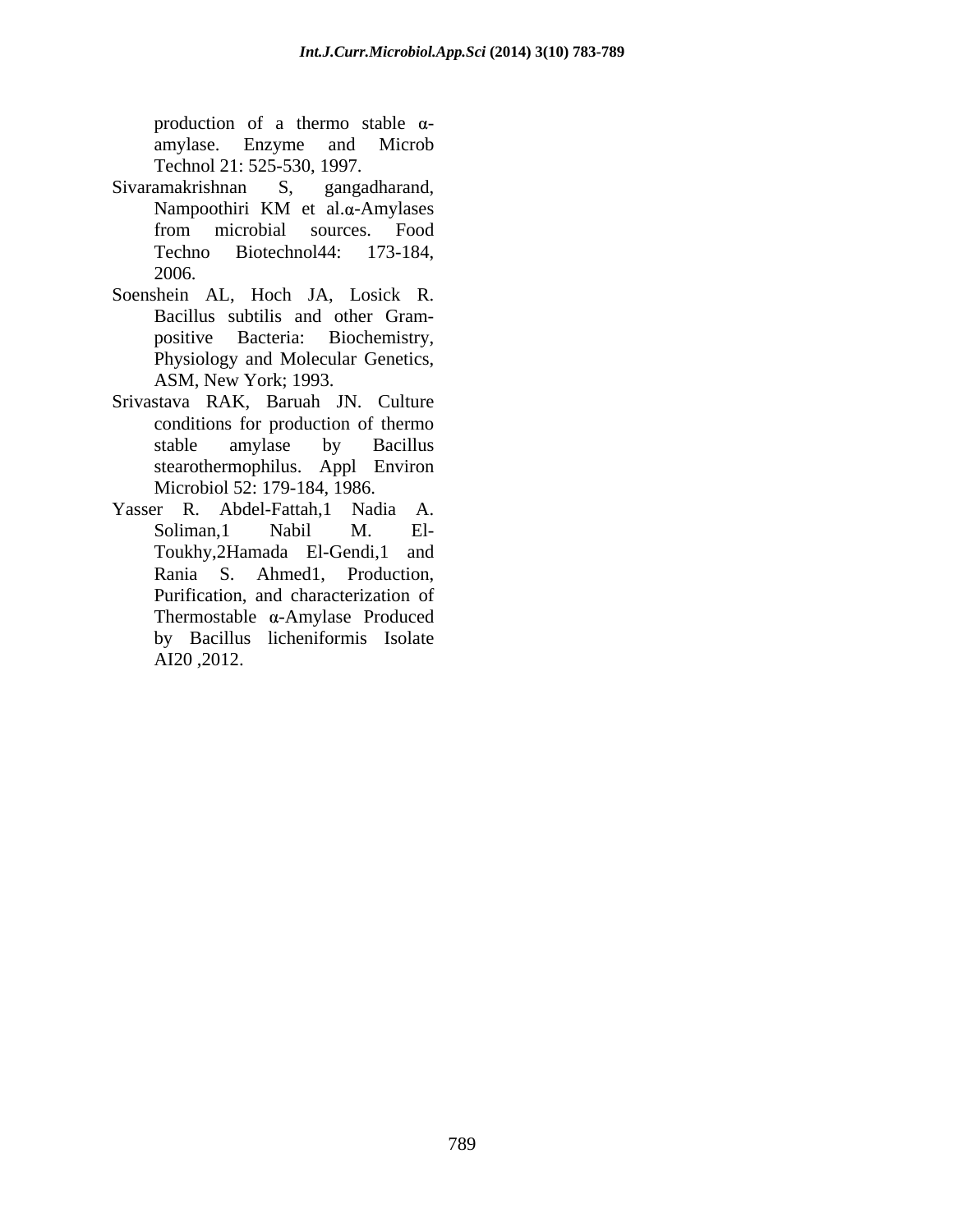production of a thermo stable α-amylase. Enzyme and Microb Technol 21: 525-530, 1997.

Sivaramakrishnan S, gangadharand, Nampoothiri KM et al.α-Amylases from microbial sources. Food Techno Biotechnol44: 173-184, 2006.

Soenshein AL, Hoch JA, Losick R. Bacillus subtilis and other Gram-positive Bacteria: Biochemistry, Physiology and Molecular Genetics, ASM, New York; 1993.

Srivastava RAK, Baruah JN. Culture conditions for production of thermo stable amylase by Bacillus stearothermophilus. Appl Environ Microbiol 52: 179-184, 1986.

Yasser R. Abdel-Fattah,1 Nadia A. Soliman,1 Nabil M. El-Toukhy,2Hamada El-Gendi,1 and Rania S. Ahmed1, Production, Purification, and characterization of Thermostable α-Amylase Produced by Bacillus licheniformis Isolate AI20 ,2012.